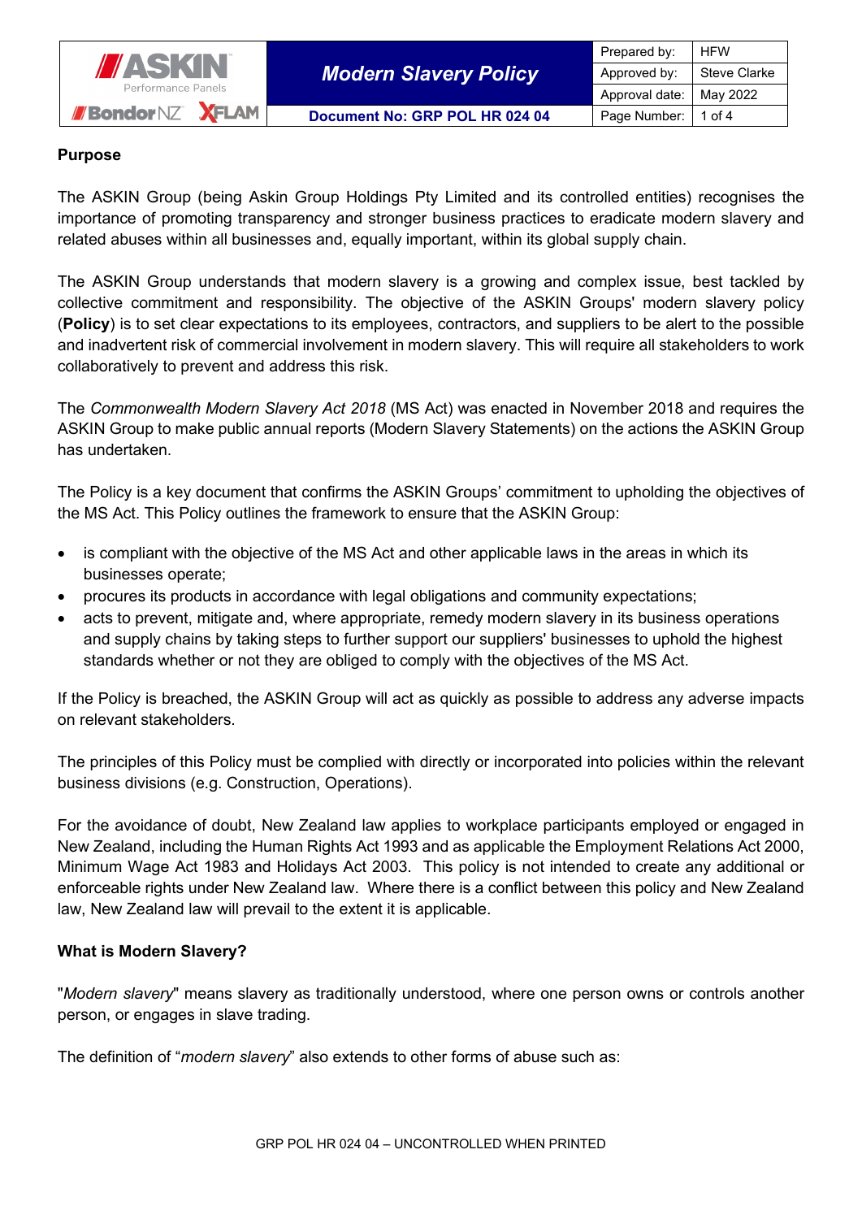| ASKIN Performance Panels / Bondor NZ / XFLAM | Modern Slavery Policy | Prepared by: | HFW |
| --- | --- | --- | --- |
| | | Approved by: | Steve Clarke |
| | | Approval date: | May 2022 |
| | Document No: GRP POL HR 024 04 | Page Number: | 1 of 4 |

**Purpose**

The ASKIN Group (being Askin Group Holdings Pty Limited and its controlled entities) recognises the importance of promoting transparency and stronger business practices to eradicate modern slavery and related abuses within all businesses and, equally important, within its global supply chain.

The ASKIN Group understands that modern slavery is a growing and complex issue, best tackled by collective commitment and responsibility. The objective of the ASKIN Groups' modern slavery policy (**Policy**) is to set clear expectations to its employees, contractors, and suppliers to be alert to the possible and inadvertent risk of commercial involvement in modern slavery. This will require all stakeholders to work collaboratively to prevent and address this risk.

The *Commonwealth Modern Slavery Act 2018* (MS Act) was enacted in November 2018 and requires the ASKIN Group to make public annual reports (Modern Slavery Statements) on the actions the ASKIN Group has undertaken.

The Policy is a key document that confirms the ASKIN Groups' commitment to upholding the objectives of the MS Act. This Policy outlines the framework to ensure that the ASKIN Group:

- is compliant with the objective of the MS Act and other applicable laws in the areas in which its businesses operate;
- procures its products in accordance with legal obligations and community expectations;
- acts to prevent, mitigate and, where appropriate, remedy modern slavery in its business operations and supply chains by taking steps to further support our suppliers' businesses to uphold the highest standards whether or not they are obliged to comply with the objectives of the MS Act.

If the Policy is breached, the ASKIN Group will act as quickly as possible to address any adverse impacts on relevant stakeholders.

The principles of this Policy must be complied with directly or incorporated into policies within the relevant business divisions (e.g. Construction, Operations).

For the avoidance of doubt, New Zealand law applies to workplace participants employed or engaged in New Zealand, including the Human Rights Act 1993 and as applicable the Employment Relations Act 2000, Minimum Wage Act 1983 and Holidays Act 2003. This policy is not intended to create any additional or enforceable rights under New Zealand law. Where there is a conflict between this policy and New Zealand law, New Zealand law will prevail to the extent it is applicable.

**What is Modern Slavery?**

"*Modern slavery*" means slavery as traditionally understood, where one person owns or controls another person, or engages in slave trading.

The definition of "*modern slavery*" also extends to other forms of abuse such as: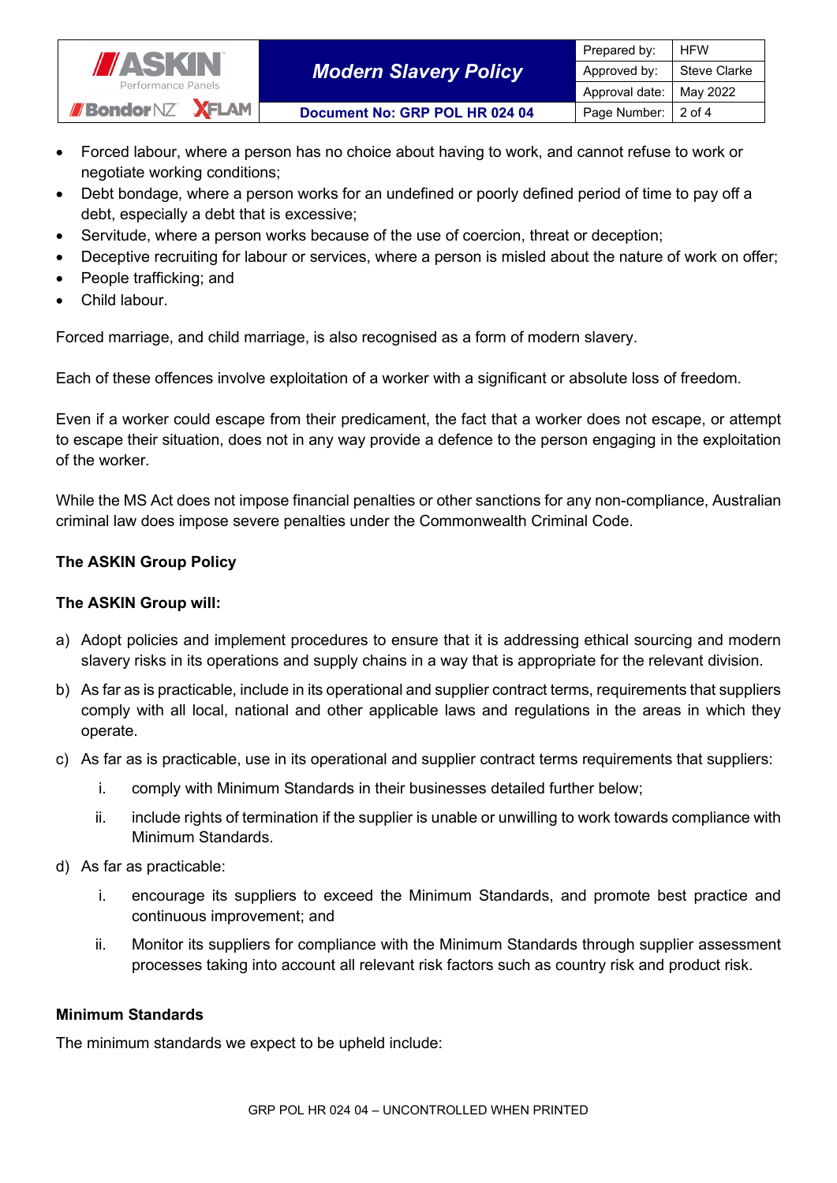- Forced labour, where a person has no choice about having to work, and cannot refuse to work or negotiate working conditions;
- Debt bondage, where a person works for an undefined or poorly defined period of time to pay off a debt, especially a debt that is excessive;
- Servitude, where a person works because of the use of coercion, threat or deception;
- Deceptive recruiting for labour or services, where a person is misled about the nature of work on offer;
- People trafficking; and
- Child labour.

Forced marriage, and child marriage, is also recognised as a form of modern slavery.

Each of these offences involve exploitation of a worker with a significant or absolute loss of freedom.

Even if a worker could escape from their predicament, the fact that a worker does not escape, or attempt to escape their situation, does not in any way provide a defence to the person engaging in the exploitation of the worker.

While the MS Act does not impose financial penalties or other sanctions for any non-compliance, Australian criminal law does impose severe penalties under the Commonwealth Criminal Code.

**The ASKIN Group Policy**

**The ASKIN Group will:**

a) Adopt policies and implement procedures to ensure that it is addressing ethical sourcing and modern slavery risks in its operations and supply chains in a way that is appropriate for the relevant division.

b) As far as is practicable, include in its operational and supplier contract terms, requirements that suppliers comply with all local, national and other applicable laws and regulations in the areas in which they operate.

c) As far as is practicable, use in its operational and supplier contract terms requirements that suppliers:

   i. comply with Minimum Standards in their businesses detailed further below;

   ii. include rights of termination if the supplier is unable or unwilling to work towards compliance with Minimum Standards.

d) As far as practicable:

   i. encourage its suppliers to exceed the Minimum Standards, and promote best practice and continuous improvement; and

   ii. Monitor its suppliers for compliance with the Minimum Standards through supplier assessment processes taking into account all relevant risk factors such as country risk and product risk.

**Minimum Standards**

The minimum standards we expect to be upheld include: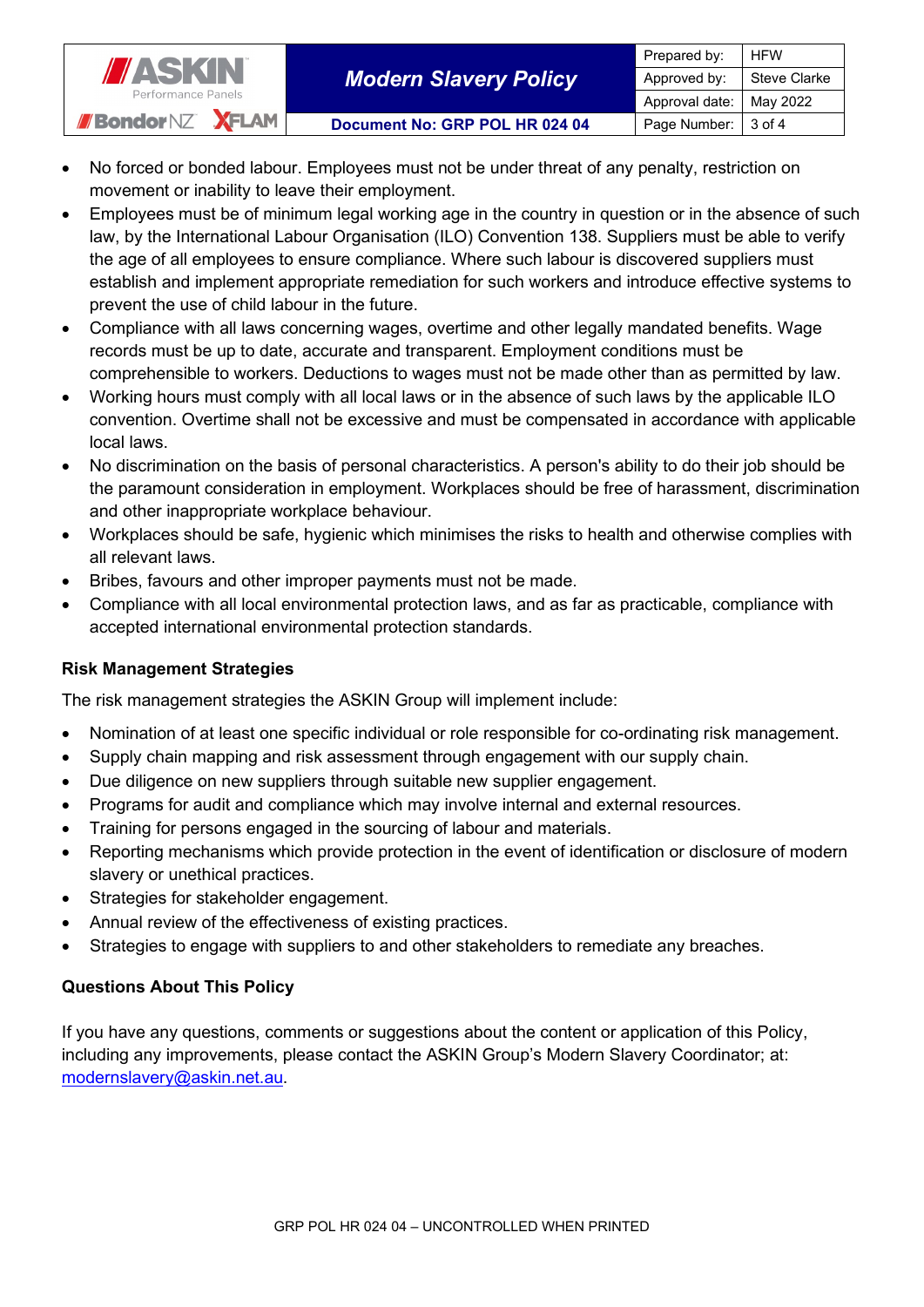- No forced or bonded labour. Employees must not be under threat of any penalty, restriction on movement or inability to leave their employment.
- Employees must be of minimum legal working age in the country in question or in the absence of such law, by the International Labour Organisation (ILO) Convention 138. Suppliers must be able to verify the age of all employees to ensure compliance. Where such labour is discovered suppliers must establish and implement appropriate remediation for such workers and introduce effective systems to prevent the use of child labour in the future.
- Compliance with all laws concerning wages, overtime and other legally mandated benefits. Wage records must be up to date, accurate and transparent. Employment conditions must be comprehensible to workers. Deductions to wages must not be made other than as permitted by law.
- Working hours must comply with all local laws or in the absence of such laws by the applicable ILO convention. Overtime shall not be excessive and must be compensated in accordance with applicable local laws.
- No discrimination on the basis of personal characteristics. A person's ability to do their job should be the paramount consideration in employment. Workplaces should be free of harassment, discrimination and other inappropriate workplace behaviour.
- Workplaces should be safe, hygienic which minimises the risks to health and otherwise complies with all relevant laws.
- Bribes, favours and other improper payments must not be made.
- Compliance with all local environmental protection laws, and as far as practicable, compliance with accepted international environmental protection standards.

**Risk Management Strategies**

The risk management strategies the ASKIN Group will implement include:

- Nomination of at least one specific individual or role responsible for co-ordinating risk management.
- Supply chain mapping and risk assessment through engagement with our supply chain.
- Due diligence on new suppliers through suitable new supplier engagement.
- Programs for audit and compliance which may involve internal and external resources.
- Training for persons engaged in the sourcing of labour and materials.
- Reporting mechanisms which provide protection in the event of identification or disclosure of modern slavery or unethical practices.
- Strategies for stakeholder engagement.
- Annual review of the effectiveness of existing practices.
- Strategies to engage with suppliers to and other stakeholders to remediate any breaches.

**Questions About This Policy**

If you have any questions, comments or suggestions about the content or application of this Policy, including any improvements, please contact the ASKIN Group's Modern Slavery Coordinator; at: modernslavery@askin.net.au.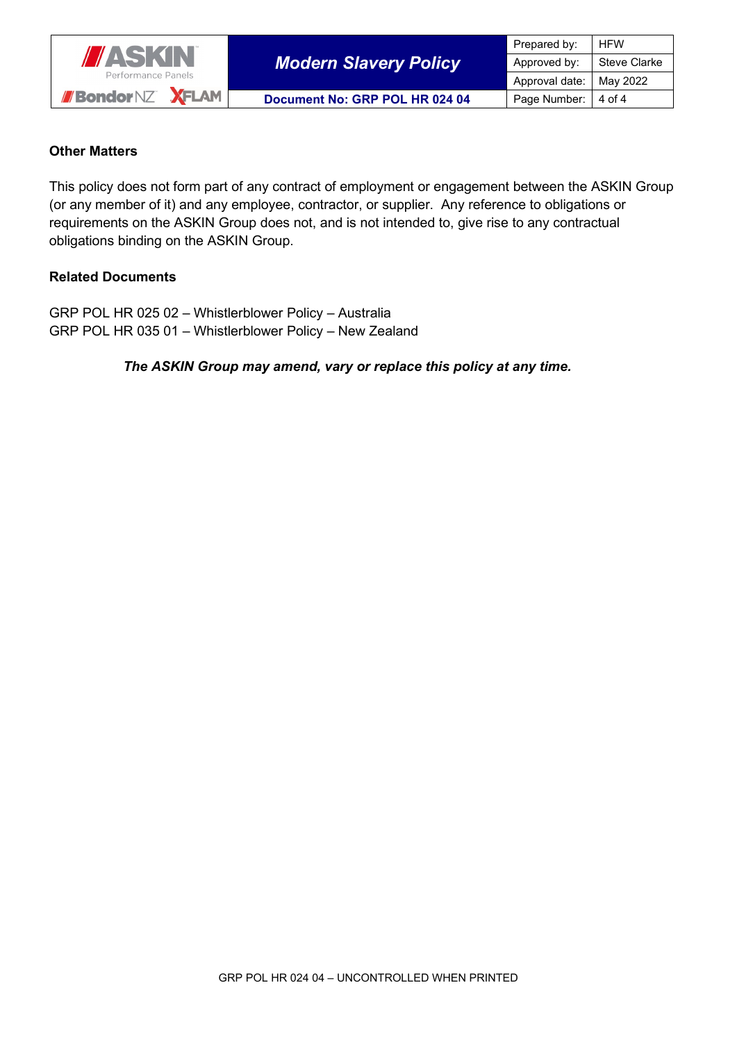## Other Matters

This policy does not form part of any contract of employment or engagement between the ASKIN Group (or any member of it) and any employee, contractor, or supplier. Any reference to obligations or requirements on the ASKIN Group does not, and is not intended to, give rise to any contractual obligations binding on the ASKIN Group.

## Related Documents

GRP POL HR 025 02 – Whistlerblower Policy – Australia
GRP POL HR 035 01 – Whistlerblower Policy – New Zealand

***The ASKIN Group may amend, vary or replace this policy at any time.***